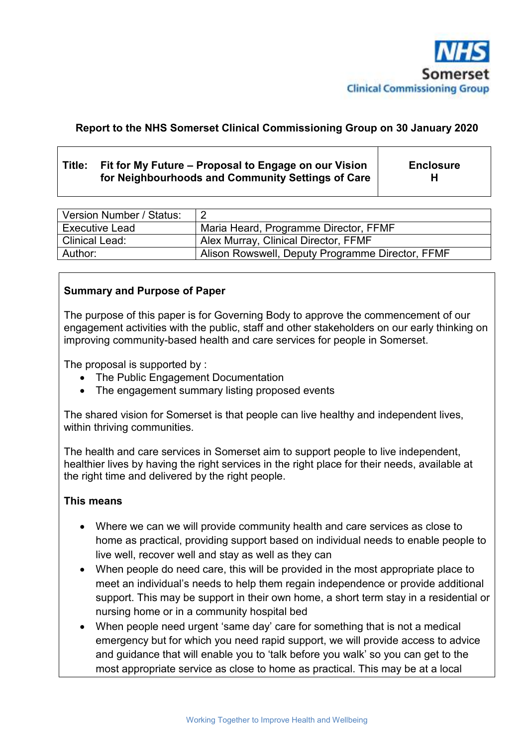NHS
Somerset
Clinical Commissioning Group

**Report to the NHS Somerset Clinical Commissioning Group on 30 January 2020**

| Title: Fit for My Future – Proposal to Engage on our Vision for Neighbourhoods and Community Settings of Care | Enclosure H |
| --- | --- |

| Version Number / Status: | 2 |
| --- | --- |
| Executive Lead | Maria Heard, Programme Director, FFMF |
| Clinical Lead: | Alex Murray, Clinical Director, FFMF |
| Author: | Alison Rowswell, Deputy Programme Director, FFMF |

**Summary and Purpose of Paper**

The purpose of this paper is for Governing Body to approve the commencement of our engagement activities with the public, staff and other stakeholders on our early thinking on improving community-based health and care services for people in Somerset.

The proposal is supported by :

- The Public Engagement Documentation
- The engagement summary listing proposed events

The shared vision for Somerset is that people can live healthy and independent lives, within thriving communities.

The health and care services in Somerset aim to support people to live independent, healthier lives by having the right services in the right place for their needs, available at the right time and delivered by the right people.

**This means**

- Where we can we will provide community health and care services as close to home as practical, providing support based on individual needs to enable people to live well, recover well and stay as well as they can
- When people do need care, this will be provided in the most appropriate place to meet an individual's needs to help them regain independence or provide additional support. This may be support in their own home, a short term stay in a residential or nursing home or in a community hospital bed
- When people need urgent 'same day' care for something that is not a medical emergency but for which you need rapid support, we will provide access to advice and guidance that will enable you to 'talk before you walk' so you can get to the most appropriate service as close to home as practical. This may be at a local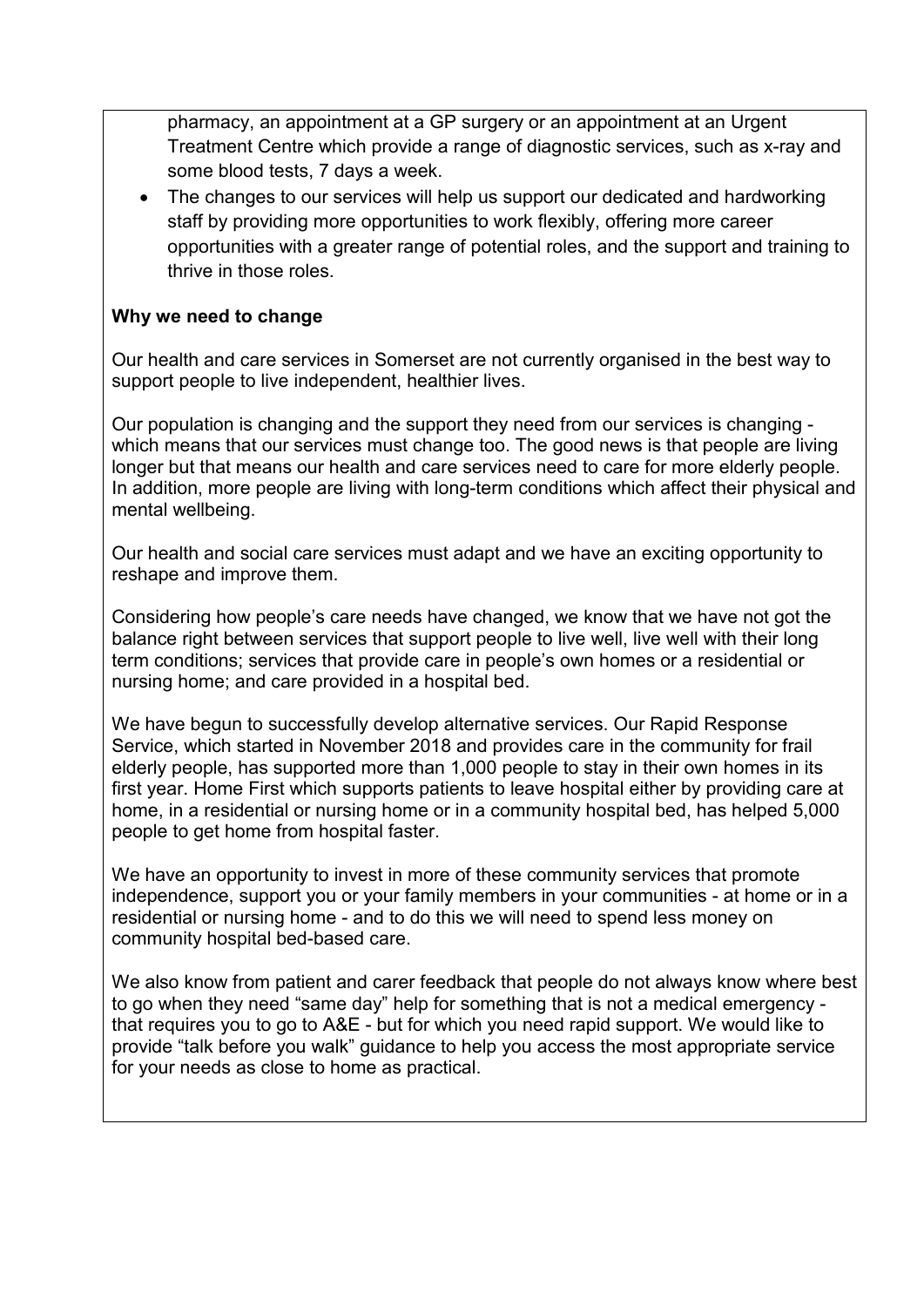pharmacy, an appointment at a GP surgery or an appointment at an Urgent Treatment Centre which provide a range of diagnostic services, such as x-ray and some blood tests, 7 days a week.

- The changes to our services will help us support our dedicated and hardworking staff by providing more opportunities to work flexibly, offering more career opportunities with a greater range of potential roles, and the support and training to thrive in those roles.

**Why we need to change**

Our health and care services in Somerset are not currently organised in the best way to support people to live independent, healthier lives.

Our population is changing and the support they need from our services is changing - which means that our services must change too. The good news is that people are living longer but that means our health and care services need to care for more elderly people. In addition, more people are living with long-term conditions which affect their physical and mental wellbeing.

Our health and social care services must adapt and we have an exciting opportunity to reshape and improve them.

Considering how people's care needs have changed, we know that we have not got the balance right between services that support people to live well, live well with their long term conditions; services that provide care in people's own homes or a residential or nursing home; and care provided in a hospital bed.

We have begun to successfully develop alternative services. Our Rapid Response Service, which started in November 2018 and provides care in the community for frail elderly people, has supported more than 1,000 people to stay in their own homes in its first year. Home First which supports patients to leave hospital either by providing care at home, in a residential or nursing home or in a community hospital bed, has helped 5,000 people to get home from hospital faster.

We have an opportunity to invest in more of these community services that promote independence, support you or your family members in your communities - at home or in a residential or nursing home - and to do this we will need to spend less money on community hospital bed-based care.

We also know from patient and carer feedback that people do not always know where best to go when they need "same day" help for something that is not a medical emergency - that requires you to go to A&E - but for which you need rapid support. We would like to provide "talk before you walk" guidance to help you access the most appropriate service for your needs as close to home as practical.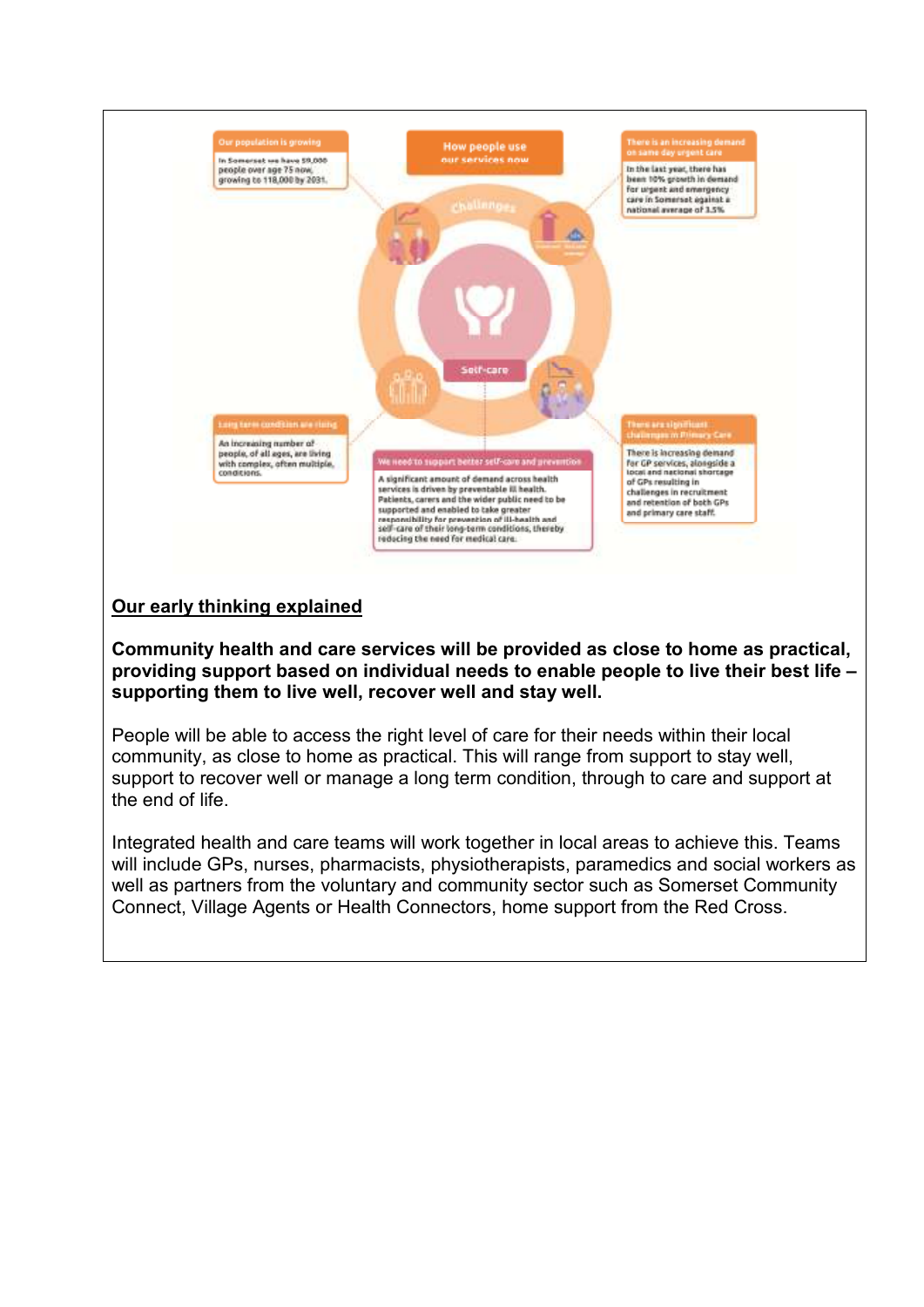**How people use our services now**

**Our population is growing**

In Somerset we have 59,000 people over age 75 now, growing to 118,000 by 2031.

**There is an increasing demand on same day urgent care**

In the last year, there has been 10% growth in demand for urgent and emergency care in Somerset against a national average of 3.5%.

Challenges

Self-care

**Long term condition are rising**

An increasing number of people, of all ages, are living with complex, often multiple, conditions.

**There are significant challenges in Primary Care**

There is increasing demand for GP services, alongside a local and national shortage of GPs resulting in challenges in recruitment and retention of both GPs and primary care staff.

**We need to support better self-care and prevention**

A significant amount of demand across health services is driven by preventable ill health. Patients, carers and the wider public need to be supported and enabled to take greater responsibility for prevention of ill-health and self-care of their long-term conditions, thereby reducing the need for medical care.

## Our early thinking explained

**Community health and care services will be provided as close to home as practical, providing support based on individual needs to enable people to live their best life – supporting them to live well, recover well and stay well.**

People will be able to access the right level of care for their needs within their local community, as close to home as practical. This will range from support to stay well, support to recover well or manage a long term condition, through to care and support at the end of life.

Integrated health and care teams will work together in local areas to achieve this. Teams will include GPs, nurses, pharmacists, physiotherapists, paramedics and social workers as well as partners from the voluntary and community sector such as Somerset Community Connect, Village Agents or Health Connectors, home support from the Red Cross.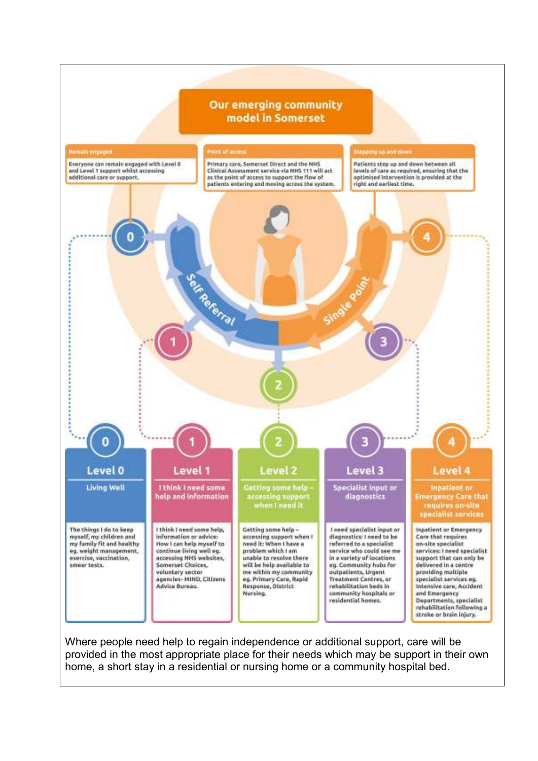## Our emerging community model in Somerset

**Remain engaged**

Everyone can remain engaged with Level 0 and Level 1 support whilst accessing additional care or support.

**Point of access**

Primary care, Somerset Direct and the NHS Clinical Assessment service via NHS 111 will act as the point of access to support the flow of patients entering and moving across the system.

**Stepping up and down**

Patients step up and down between all levels of care as required, ensuring that the optimised intervention is provided at the right and earliest time.

Self Referral

Single Point

**Level 0 – Living Well**

The things I do to keep myself, my children and my family fit and healthy eg. weight management, exercise, vaccination, smear tests.

**Level 1 – I think I need some help and information**

I think I need some help, information or advice: How I can help myself to continue living well eg. accessing NHS websites, Somerset Choices, voluntary sector agencies- MIND, Citizens Advice Bureau.

**Level 2 – Getting some help – accessing support when I need it**

Getting some help – accessing support when I need it: When I have a problem which I am unable to resolve there will be help available to me within my community eg. Primary Care, Rapid Response, District Nursing.

**Level 3 – Specialist input or diagnostics**

I need specialist input or diagnostics: I need to be referred to a specialist service who could see me in a variety of locations eg. Community hubs for outpatients, Urgent Treatment Centres, or rehabilitation beds in community hospitals or residential homes.

**Level 4 – Inpatient or Emergency Care that requires on-site specialist services**

Inpatient or Emergency Care that requires on-site specialist services: I need specialist support that can only be delivered in a centre providing multiple specialist services eg. Intensive care, Accident and Emergency Departments, specialist rehabilitation following a stroke or brain injury.

Where people need help to regain independence or additional support, care will be provided in the most appropriate place for their needs which may be support in their own home, a short stay in a residential or nursing home or a community hospital bed.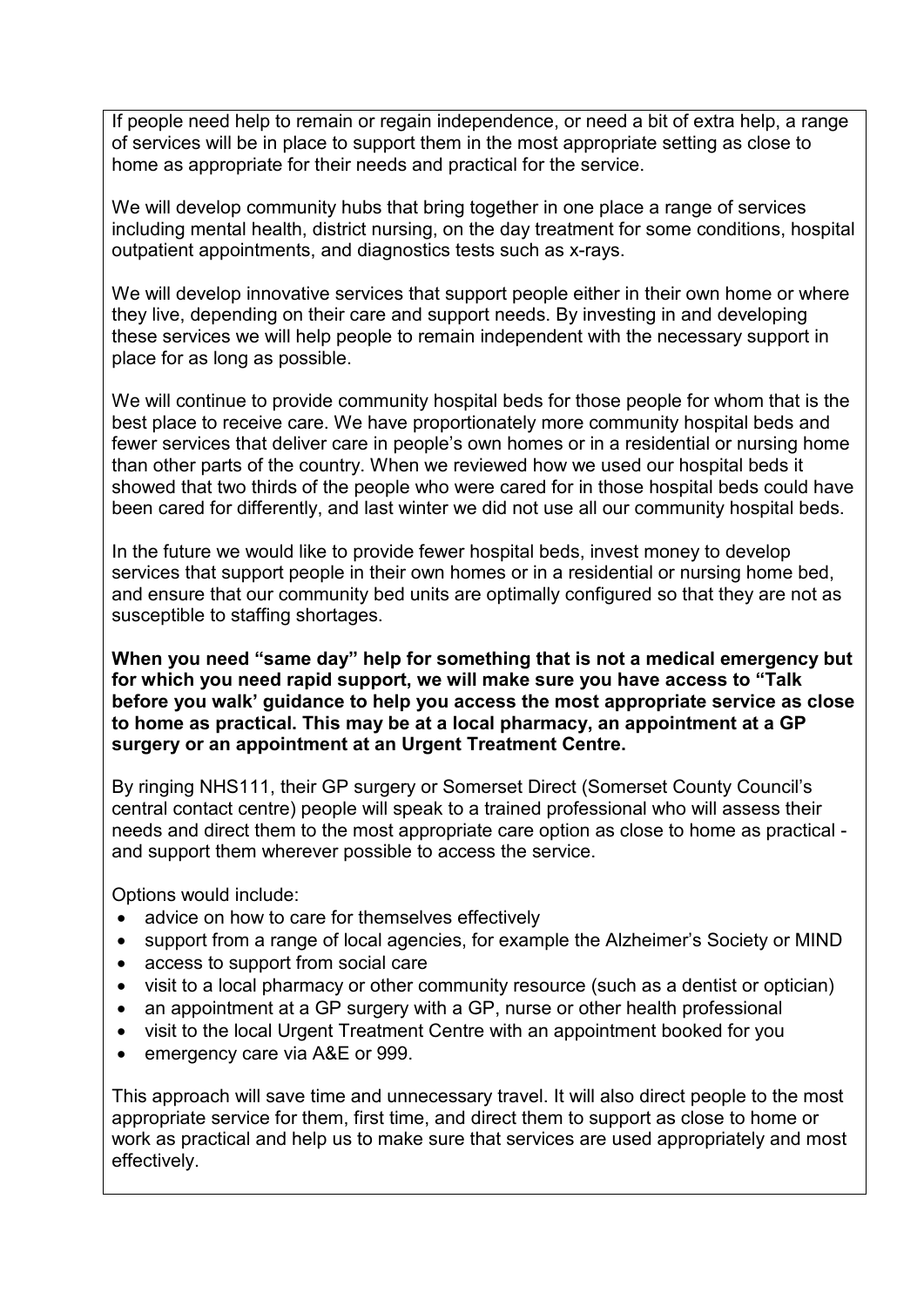If people need help to remain or regain independence, or need a bit of extra help, a range of services will be in place to support them in the most appropriate setting as close to home as appropriate for their needs and practical for the service.

We will develop community hubs that bring together in one place a range of services including mental health, district nursing, on the day treatment for some conditions, hospital outpatient appointments, and diagnostics tests such as x-rays.

We will develop innovative services that support people either in their own home or where they live, depending on their care and support needs. By investing in and developing these services we will help people to remain independent with the necessary support in place for as long as possible.

We will continue to provide community hospital beds for those people for whom that is the best place to receive care. We have proportionately more community hospital beds and fewer services that deliver care in people's own homes or in a residential or nursing home than other parts of the country. When we reviewed how we used our hospital beds it showed that two thirds of the people who were cared for in those hospital beds could have been cared for differently, and last winter we did not use all our community hospital beds.

In the future we would like to provide fewer hospital beds, invest money to develop services that support people in their own homes or in a residential or nursing home bed, and ensure that our community bed units are optimally configured so that they are not as susceptible to staffing shortages.

**When you need "same day" help for something that is not a medical emergency but for which you need rapid support, we will make sure you have access to "Talk before you walk' guidance to help you access the most appropriate service as close to home as practical. This may be at a local pharmacy, an appointment at a GP surgery or an appointment at an Urgent Treatment Centre.**

By ringing NHS111, their GP surgery or Somerset Direct (Somerset County Council's central contact centre) people will speak to a trained professional who will assess their needs and direct them to the most appropriate care option as close to home as practical - and support them wherever possible to access the service.

Options would include:

- advice on how to care for themselves effectively
- support from a range of local agencies, for example the Alzheimer's Society or MIND
- access to support from social care
- visit to a local pharmacy or other community resource (such as a dentist or optician)
- an appointment at a GP surgery with a GP, nurse or other health professional
- visit to the local Urgent Treatment Centre with an appointment booked for you
- emergency care via A&E or 999.

This approach will save time and unnecessary travel. It will also direct people to the most appropriate service for them, first time, and direct them to support as close to home or work as practical and help us to make sure that services are used appropriately and most effectively.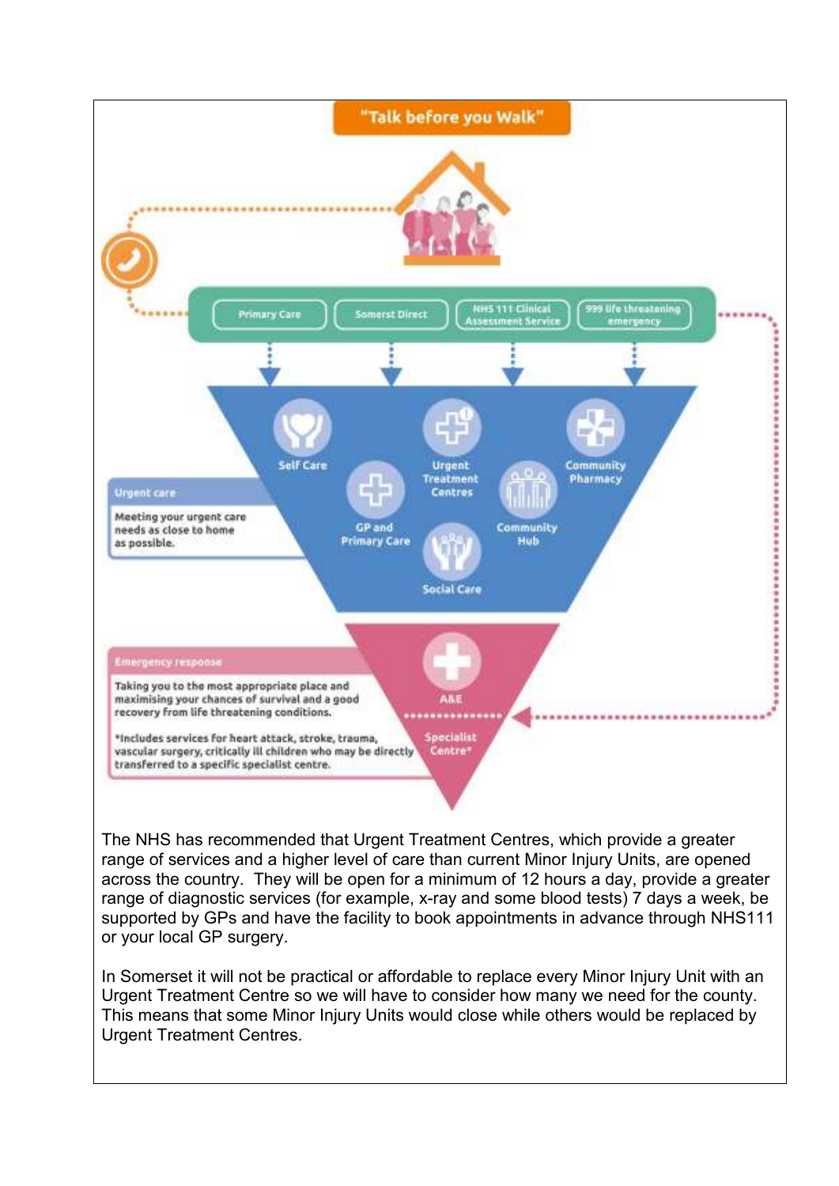"Talk before you Walk"

Primary Care | Somerst Direct | NHS 111 Clinical Assessment Service | 999 life threatening emergency

Self Care

Urgent Treatment Centres

Community Pharmacy

GP and Primary Care

Community Hub

Social Care

**Urgent care**

Meeting your urgent care needs as close to home as possible.

A&E

Specialist Centre*

**Emergency response**

Taking you to the most appropriate place and maximising your chances of survival and a good recovery from life threatening conditions.

*Includes services for heart attack, stroke, trauma, vascular surgery, critically ill children who may be directly transferred to a specific specialist centre.

The NHS has recommended that Urgent Treatment Centres, which provide a greater range of services and a higher level of care than current Minor Injury Units, are opened across the country. They will be open for a minimum of 12 hours a day, provide a greater range of diagnostic services (for example, x-ray and some blood tests) 7 days a week, be supported by GPs and have the facility to book appointments in advance through NHS111 or your local GP surgery.

In Somerset it will not be practical or affordable to replace every Minor Injury Unit with an Urgent Treatment Centre so we will have to consider how many we need for the county. This means that some Minor Injury Units would close while others would be replaced by Urgent Treatment Centres.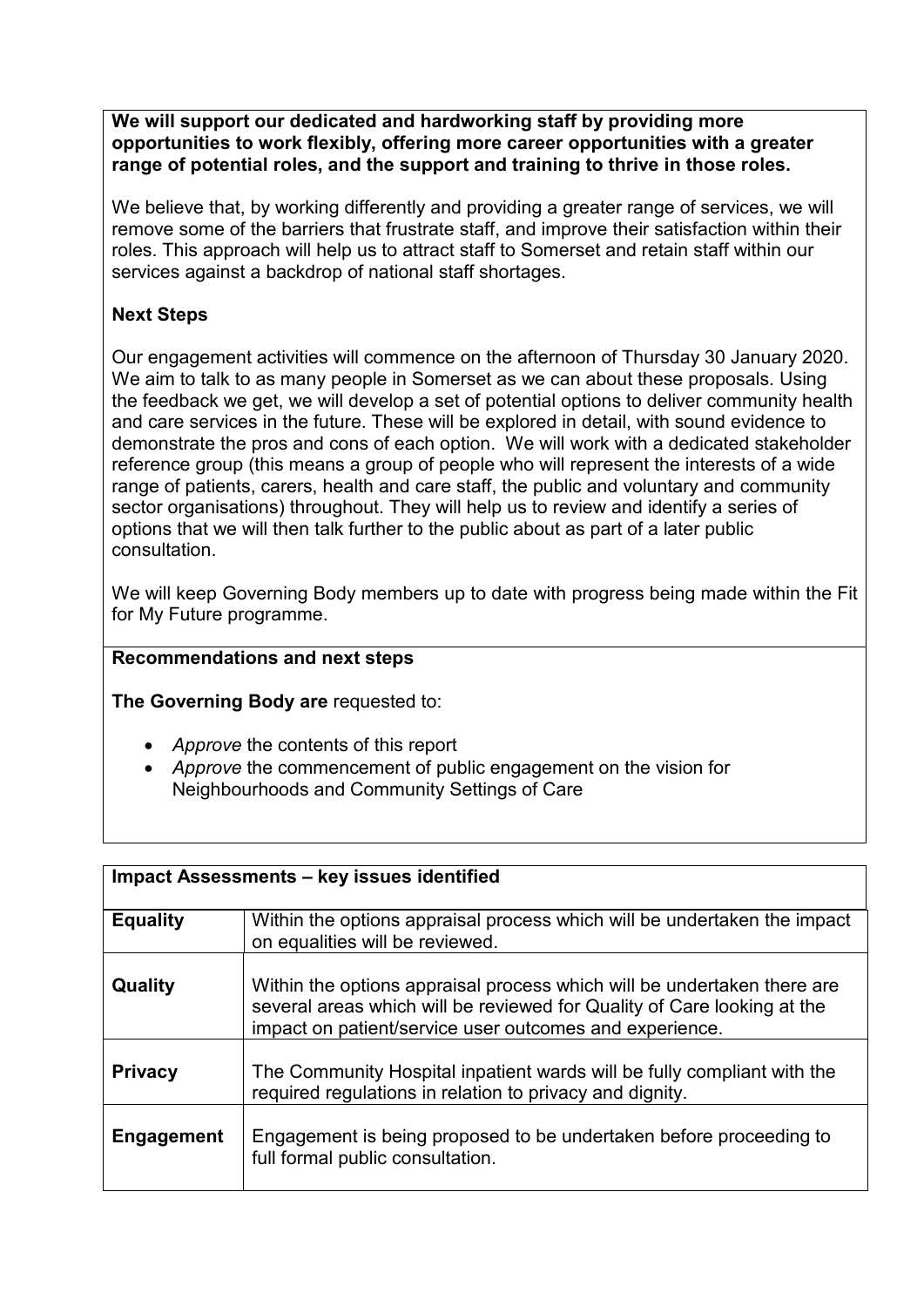**We will support our dedicated and hardworking staff by providing more opportunities to work flexibly, offering more career opportunities with a greater range of potential roles, and the support and training to thrive in those roles.**

We believe that, by working differently and providing a greater range of services, we will remove some of the barriers that frustrate staff, and improve their satisfaction within their roles. This approach will help us to attract staff to Somerset and retain staff within our services against a backdrop of national staff shortages.

**Next Steps**

Our engagement activities will commence on the afternoon of Thursday 30 January 2020. We aim to talk to as many people in Somerset as we can about these proposals. Using the feedback we get, we will develop a set of potential options to deliver community health and care services in the future. These will be explored in detail, with sound evidence to demonstrate the pros and cons of each option. We will work with a dedicated stakeholder reference group (this means a group of people who will represent the interests of a wide range of patients, carers, health and care staff, the public and voluntary and community sector organisations) throughout. They will help us to review and identify a series of options that we will then talk further to the public about as part of a later public consultation.

We will keep Governing Body members up to date with progress being made within the Fit for My Future programme.

**Recommendations and next steps**

**The Governing Body are** requested to:

- *Approve* the contents of this report
- *Approve* the commencement of public engagement on the vision for Neighbourhoods and Community Settings of Care

| **Impact Assessments – key issues identified** | |
|---|---|
| **Equality** | Within the options appraisal process which will be undertaken the impact on equalities will be reviewed. |
| **Quality** | Within the options appraisal process which will be undertaken there are several areas which will be reviewed for Quality of Care looking at the impact on patient/service user outcomes and experience. |
| **Privacy** | The Community Hospital inpatient wards will be fully compliant with the required regulations in relation to privacy and dignity. |
| **Engagement** | Engagement is being proposed to be undertaken before proceeding to full formal public consultation. |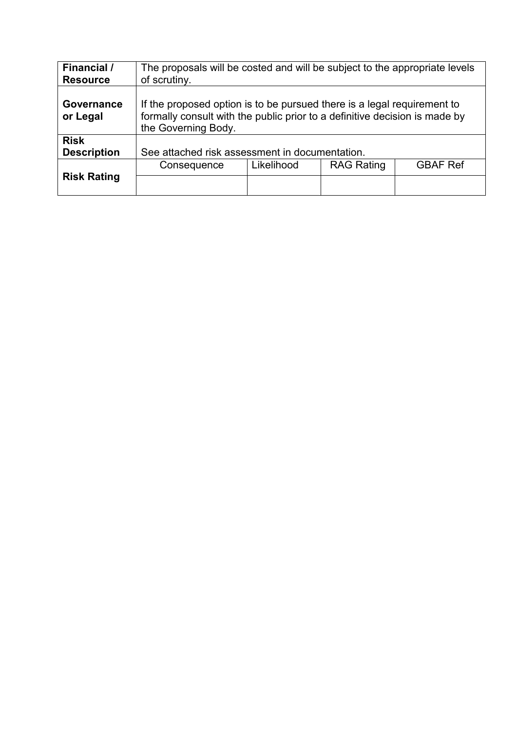| | | | | |
|---|---|---|---|---|
| **Financial / Resource** | The proposals will be costed and will be subject to the appropriate levels of scrutiny. | | | |
| **Governance or Legal** | If the proposed option is to be pursued there is a legal requirement to formally consult with the public prior to a definitive decision is made by the Governing Body. | | | |
| **Risk Description** | See attached risk assessment in documentation. | | | |
| **Risk Rating** | Consequence | Likelihood | RAG Rating | GBAF Ref |
| | | | | |